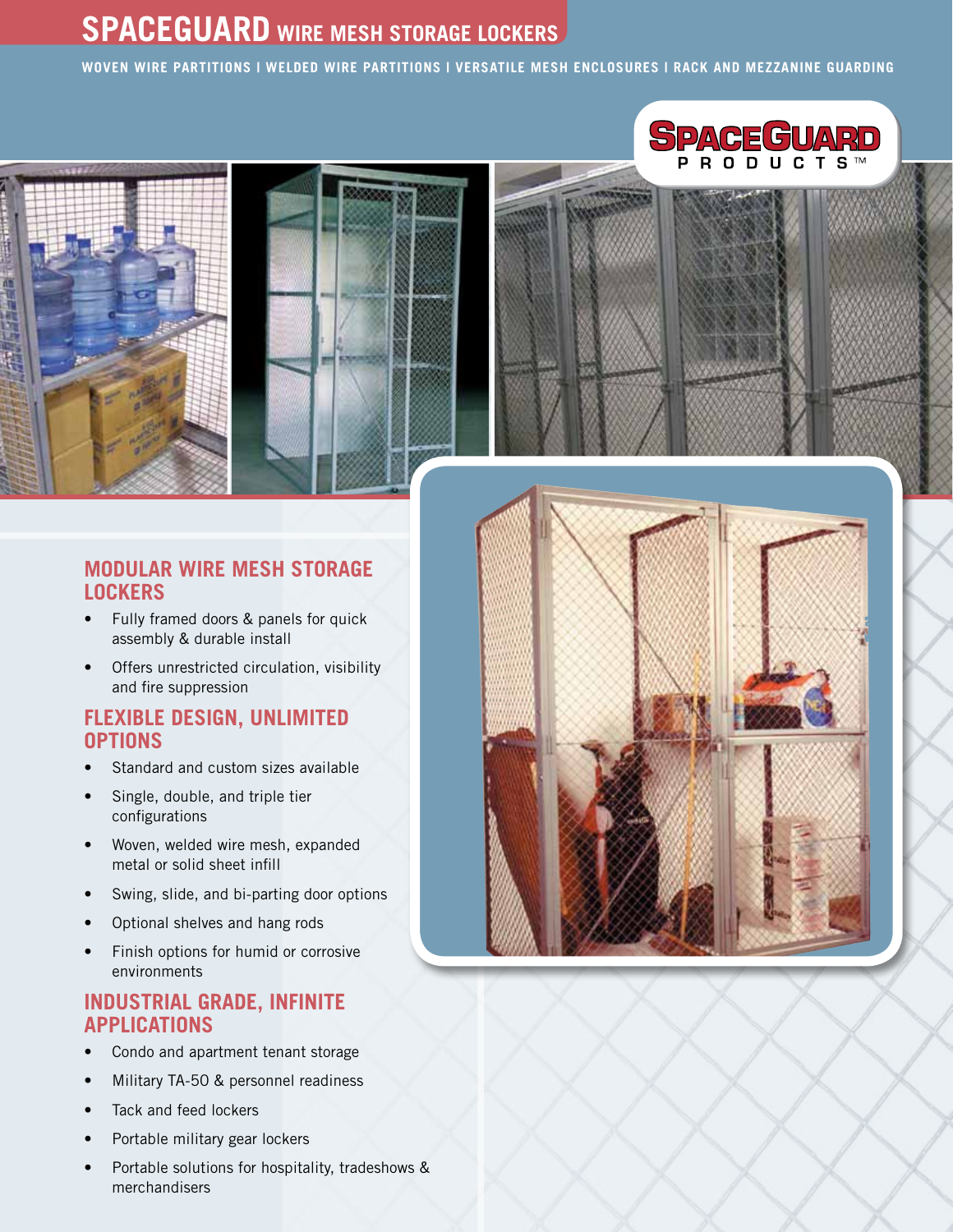# SPACEGUARD WIRE MESH STORAGE LOCKERS

WOVEN WIRE PARTITIONS | WELDED WIRE PARTITIONS | VERSATILE MESH ENCLOSURES | RACK AND MEZZANINE GUARDING

SPACEGUARD PRODUCTS™

## MODULAR WIRE MESH STORAGE LOCKERS

- Fully framed doors & panels for quick assembly & durable install
- Offers unrestricted circulation, visibility and fire suppression

## FLEXIBLE DESIGN, UNLIMITED OPTIONS

- Standard and custom sizes available
- Single, double, and triple tier configurations
- Woven, welded wire mesh, expanded metal or solid sheet infill
- Swing, slide, and bi-parting door options
- Optional shelves and hang rods
- Finish options for humid or corrosive environments

## INDUSTRIAL GRADE, INFINITE APPLICATIONS

- Condo and apartment tenant storage
- Military TA-50 & personnel readiness
- Tack and feed lockers
- Portable military gear lockers
- Portable solutions for hospitality, tradeshows & merchandisers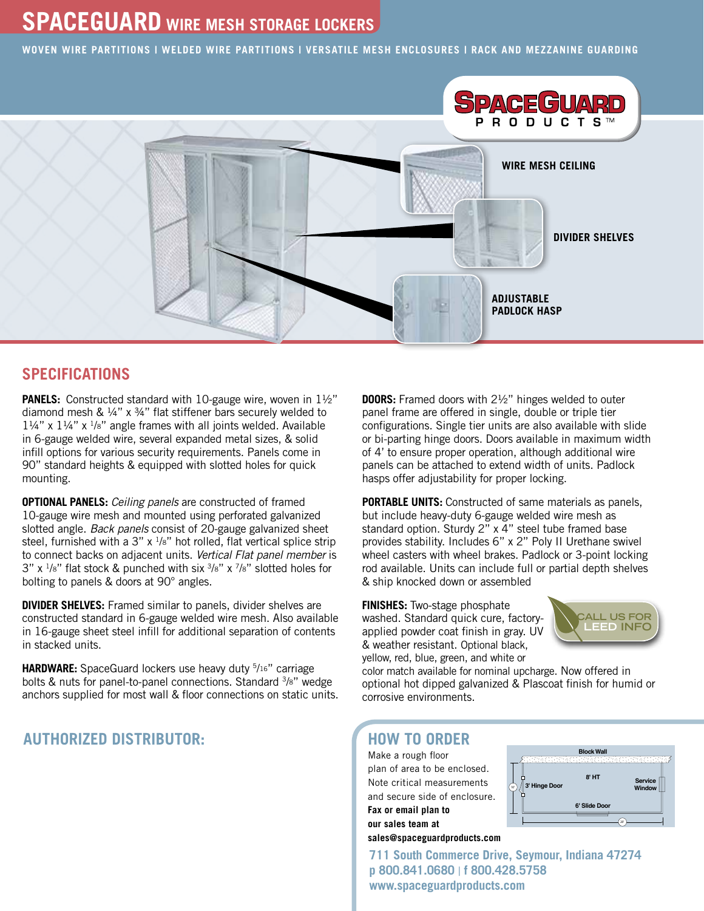# SPACEGUARD WIRE MESH STORAGE LOCKERS

**WOVEN WIRE PARTITIONS | WELDED WIRE PARTITIONS | VERSATILE MESH ENCLOSURES | RACK AND MEZZANINE GUARDING**

SPACEGUARD PRODUCTS™

WIRE MESH CEILING

DIVIDER SHELVES

ADJUSTABLE PADLOCK HASP

## SPECIFICATIONS

**PANELS:** Constructed standard with 10-gauge wire, woven in 1½" diamond mesh & ¼" x ¾" flat stiffener bars securely welded to 1¼" x 1¼" x ¹/₈" angle frames with all joints welded. Available in 6-gauge welded wire, several expanded metal sizes, & solid infill options for various security requirements. Panels come in 90" standard heights & equipped with slotted holes for quick mounting.

**OPTIONAL PANELS:** *Ceiling panels* are constructed of framed 10-gauge wire mesh and mounted using perforated galvanized slotted angle. *Back panels* consist of 20-gauge galvanized sheet steel, furnished with a 3" x ¹/₈" hot rolled, flat vertical splice strip to connect backs on adjacent units. *Vertical Flat panel member* is 3" x ¹/₈" flat stock & punched with six ³/₈" x ⁷/₈" slotted holes for bolting to panels & doors at 90° angles.

**DIVIDER SHELVES:** Framed similar to panels, divider shelves are constructed standard in 6-gauge welded wire mesh. Also available in 16-gauge sheet steel infill for additional separation of contents in stacked units.

**HARDWARE:** SpaceGuard lockers use heavy duty ⁵/₁₆" carriage bolts & nuts for panel-to-panel connections. Standard ³/₈" wedge anchors supplied for most wall & floor connections on static units.

**DOORS:** Framed doors with 2½" hinges welded to outer panel frame are offered in single, double or triple tier configurations. Single tier units are also available with slide or bi-parting hinge doors. Doors available in maximum width of 4' to ensure proper operation, although additional wire panels can be attached to extend width of units. Padlock hasps offer adjustability for proper locking.

**PORTABLE UNITS:** Constructed of same materials as panels, but include heavy-duty 6-gauge welded wire mesh as standard option. Sturdy 2" x 4" steel tube framed base provides stability. Includes 6" x 2" Poly II Urethane swivel wheel casters with wheel brakes. Padlock or 3-point locking rod available. Units can include full or partial depth shelves & ship knocked down or assembled

**FINISHES:** Two-stage phosphate washed. Standard quick cure, factory-applied powder coat finish in gray. UV & weather resistant. Optional black, yellow, red, blue, green, and white or color match available for nominal upcharge. Now offered in optional hot dipped galvanized & Plascoat finish for humid or corrosive environments.

CALL US FOR LEED INFO

## AUTHORIZED DISTRIBUTOR:

## HOW TO ORDER

Make a rough floor plan of area to be enclosed. Note critical measurements and secure side of enclosure.

**Fax or email plan to our sales team at sales@spaceguardproducts.com**

Block Wall
8' HT
3' Hinge Door
Service Window
6' Slide Door

711 South Commerce Drive, Seymour, Indiana 47274
p 800.841.0680 | f 800.428.5758
www.spaceguardproducts.com